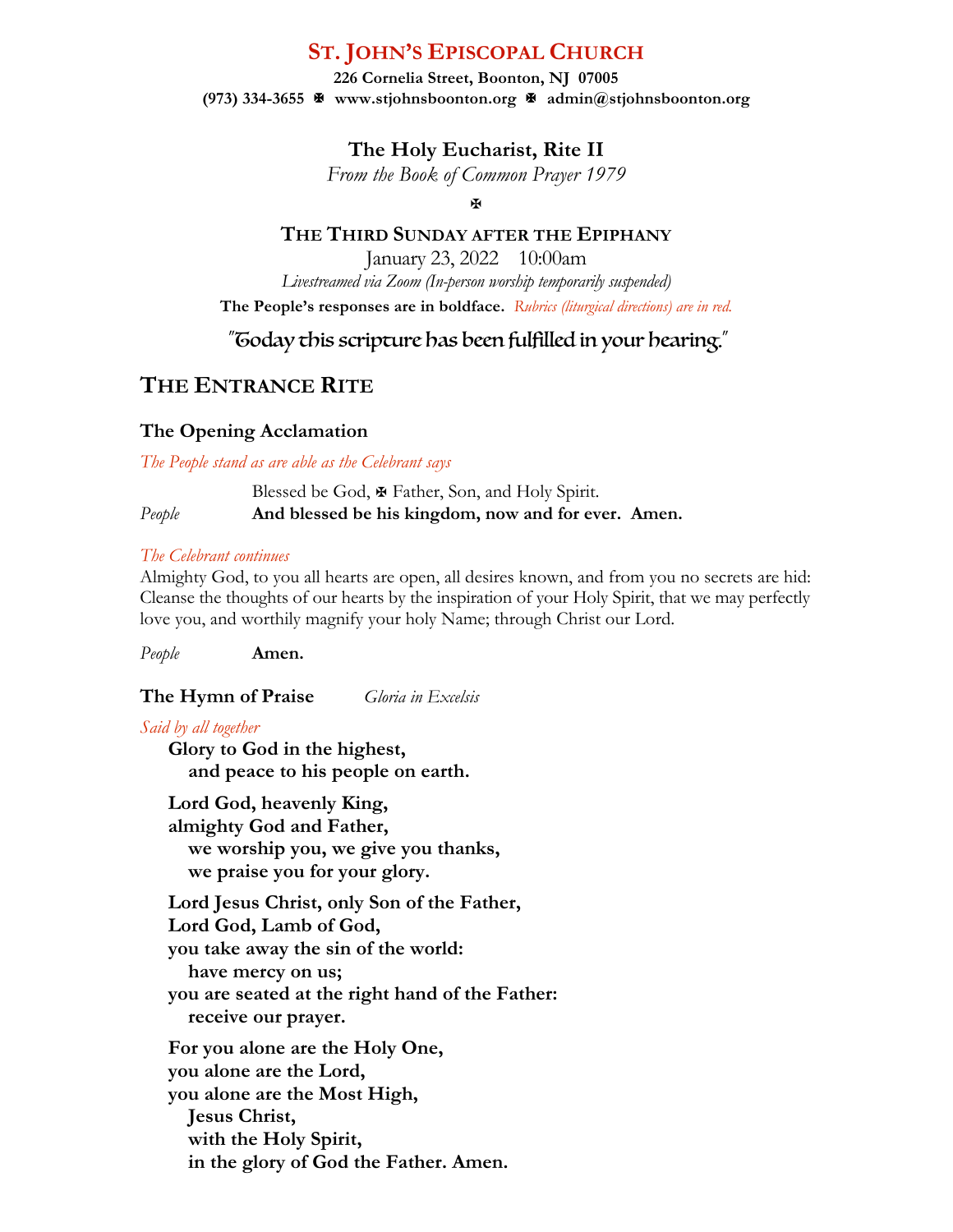# ST. JOHN'S EPISCOPAL CHURCH

**226 Cornelia Street, Boonton, NJ 07005**
**(973) 334-3655 ✠ www.stjohnsboonton.org ✠ admin@stjohnsboonton.org**

## The Holy Eucharist, Rite II

*From the Book of Common Prayer 1979*

✠

## THE THIRD SUNDAY AFTER THE EPIPHANY

January 23, 2022 10:00am

*Livestreamed via Zoom (In-person worship temporarily suspended)*

**The People's responses are in boldface.** *Rubrics (liturgical directions) are in red.*

"Today this scripture has been fulfilled in your hearing."

## THE ENTRANCE RITE

### The Opening Acclamation

*The People stand as are able as the Celebrant says*

Blessed be God, ✠ Father, Son, and Holy Spirit.

*People* **And blessed be his kingdom, now and for ever. Amen.**

*The Celebrant continues*

Almighty God, to you all hearts are open, all desires known, and from you no secrets are hid: Cleanse the thoughts of our hearts by the inspiration of your Holy Spirit, that we may perfectly love you, and worthily magnify your holy Name; through Christ our Lord.

*People* **Amen.**

### The Hymn of Praise *Gloria in Excelsis*

*Said by all together*

**Glory to God in the highest,**
**and peace to his people on earth.**

**Lord God, heavenly King,**
**almighty God and Father,**
**we worship you, we give you thanks,**
**we praise you for your glory.**

**Lord Jesus Christ, only Son of the Father,**
**Lord God, Lamb of God,**
**you take away the sin of the world:**
**have mercy on us;**
**you are seated at the right hand of the Father:**
**receive our prayer.**

**For you alone are the Holy One,**
**you alone are the Lord,**
**you alone are the Most High,**
**Jesus Christ,**
**with the Holy Spirit,**
**in the glory of God the Father. Amen.**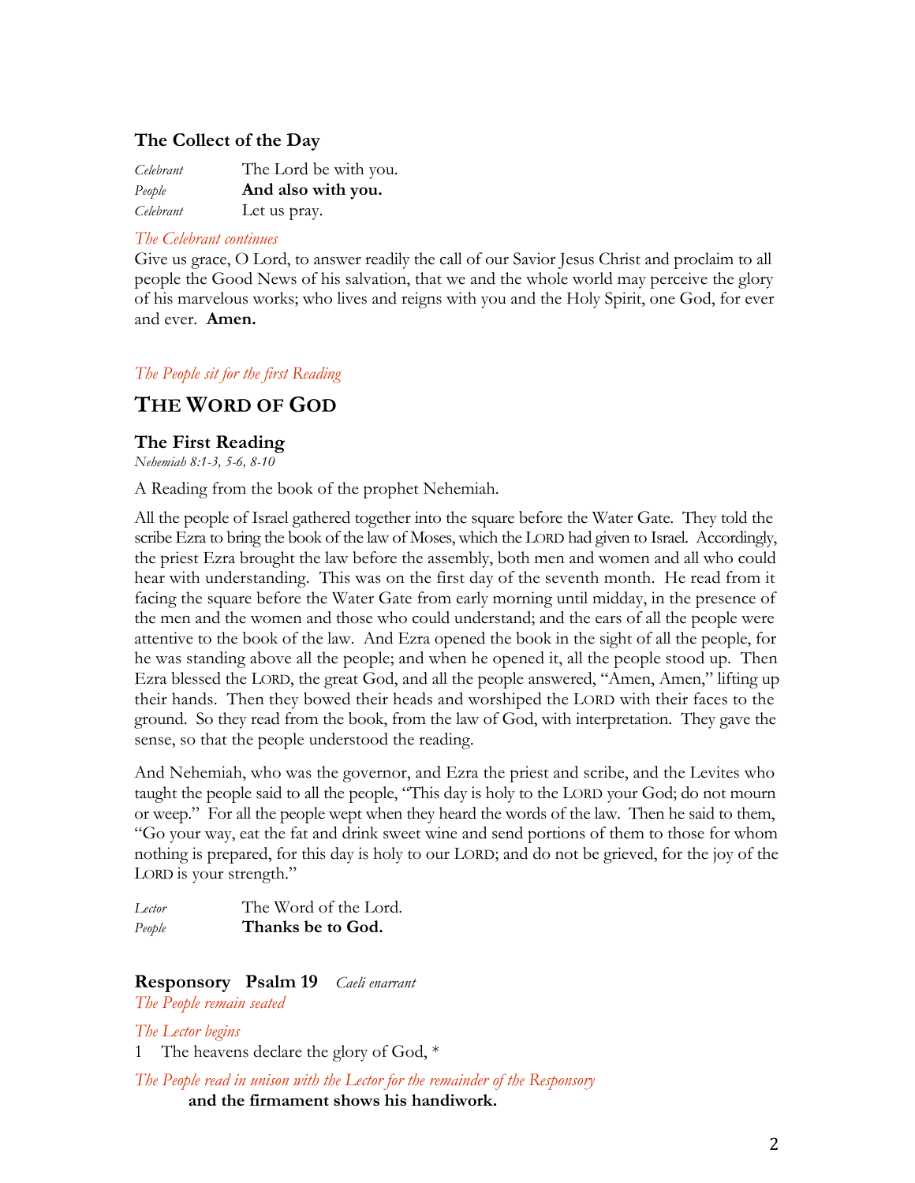### The Collect of the Day

| | |
|---|---|
| *Celebrant* | The Lord be with you. |
| *People* | **And also with you.** |
| *Celebrant* | Let us pray. |

*The Celebrant continues*

Give us grace, O Lord, to answer readily the call of our Savior Jesus Christ and proclaim to all people the Good News of his salvation, that we and the whole world may perceive the glory of his marvelous works; who lives and reigns with you and the Holy Spirit, one God, for ever and ever. **Amen.**

*The People sit for the first Reading*

## THE WORD OF GOD

### The First Reading

*Nehemiah 8:1-3, 5-6, 8-10*

A Reading from the book of the prophet Nehemiah.

All the people of Israel gathered together into the square before the Water Gate. They told the scribe Ezra to bring the book of the law of Moses, which the LORD had given to Israel. Accordingly, the priest Ezra brought the law before the assembly, both men and women and all who could hear with understanding. This was on the first day of the seventh month. He read from it facing the square before the Water Gate from early morning until midday, in the presence of the men and the women and those who could understand; and the ears of all the people were attentive to the book of the law. And Ezra opened the book in the sight of all the people, for he was standing above all the people; and when he opened it, all the people stood up. Then Ezra blessed the LORD, the great God, and all the people answered, "Amen, Amen," lifting up their hands. Then they bowed their heads and worshiped the LORD with their faces to the ground. So they read from the book, from the law of God, with interpretation. They gave the sense, so that the people understood the reading.

And Nehemiah, who was the governor, and Ezra the priest and scribe, and the Levites who taught the people said to all the people, "This day is holy to the LORD your God; do not mourn or weep." For all the people wept when they heard the words of the law. Then he said to them, "Go your way, eat the fat and drink sweet wine and send portions of them to those for whom nothing is prepared, for this day is holy to our LORD; and do not be grieved, for the joy of the LORD is your strength."

| | |
|---|---|
| *Lector* | The Word of the Lord. |
| *People* | **Thanks be to God.** |

### Responsory Psalm 19 *Caeli enarrant*

*The People remain seated*

*The Lector begins*

1 The heavens declare the glory of God, *

*The People read in unison with the Lector for the remainder of the Responsory*

**and the firmament shows his handiwork.**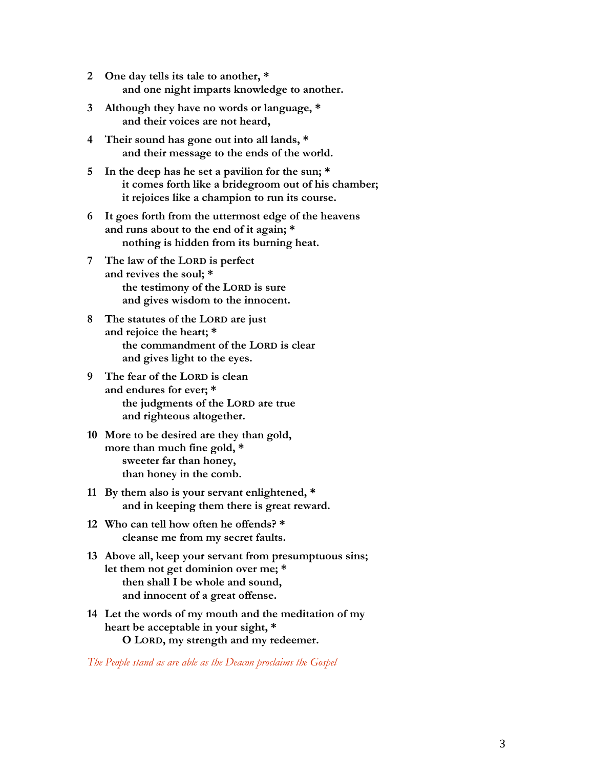**2 One day tells its tale to another, \***
**and one night imparts knowledge to another.**

**3 Although they have no words or language, \***
**and their voices are not heard,**

**4 Their sound has gone out into all lands, \***
**and their message to the ends of the world.**

**5 In the deep has he set a pavilion for the sun; \***
**it comes forth like a bridegroom out of his chamber;**
**it rejoices like a champion to run its course.**

**6 It goes forth from the uttermost edge of the heavens**
**and runs about to the end of it again; \***
**nothing is hidden from its burning heat.**

**7 The law of the LORD is perfect**
**and revives the soul; \***
**the testimony of the LORD is sure**
**and gives wisdom to the innocent.**

**8 The statutes of the LORD are just**
**and rejoice the heart; \***
**the commandment of the LORD is clear**
**and gives light to the eyes.**

**9 The fear of the LORD is clean**
**and endures for ever; \***
**the judgments of the LORD are true**
**and righteous altogether.**

**10 More to be desired are they than gold,**
**more than much fine gold, \***
**sweeter far than honey,**
**than honey in the comb.**

**11 By them also is your servant enlightened, \***
**and in keeping them there is great reward.**

**12 Who can tell how often he offends? \***
**cleanse me from my secret faults.**

**13 Above all, keep your servant from presumptuous sins;**
**let them not get dominion over me; \***
**then shall I be whole and sound,**
**and innocent of a great offense.**

**14 Let the words of my mouth and the meditation of my heart be acceptable in your sight, \***
**O LORD, my strength and my redeemer.**

*The People stand as are able as the Deacon proclaims the Gospel*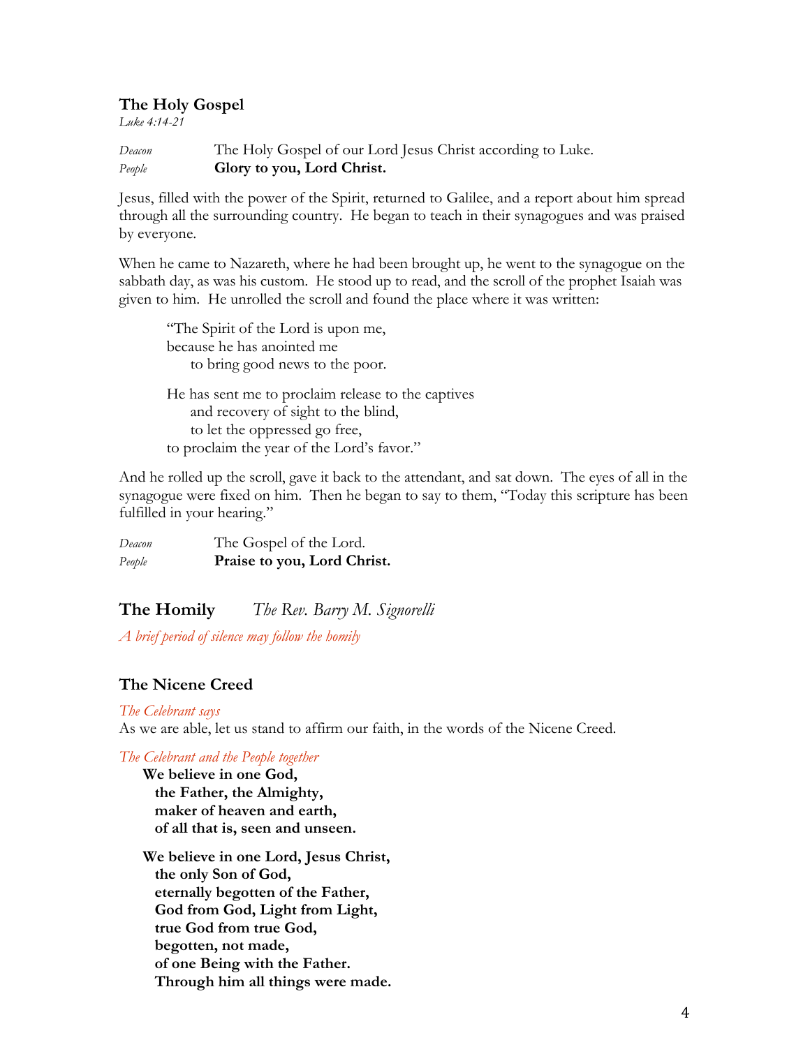### The Holy Gospel

*Luke 4:14-21*

*Deacon* The Holy Gospel of our Lord Jesus Christ according to Luke.
*People* **Glory to you, Lord Christ.**

Jesus, filled with the power of the Spirit, returned to Galilee, and a report about him spread through all the surrounding country. He began to teach in their synagogues and was praised by everyone.

When he came to Nazareth, where he had been brought up, he went to the synagogue on the sabbath day, as was his custom. He stood up to read, and the scroll of the prophet Isaiah was given to him. He unrolled the scroll and found the place where it was written:

> "The Spirit of the Lord is upon me,
> because he has anointed me
> to bring good news to the poor.
>
> He has sent me to proclaim release to the captives
> and recovery of sight to the blind,
> to let the oppressed go free,
> to proclaim the year of the Lord's favor."

And he rolled up the scroll, gave it back to the attendant, and sat down. The eyes of all in the synagogue were fixed on him. Then he began to say to them, "Today this scripture has been fulfilled in your hearing."

*Deacon* The Gospel of the Lord.
*People* **Praise to you, Lord Christ.**

### The Homily *The Rev. Barry M. Signorelli*

*A brief period of silence may follow the homily*

### The Nicene Creed

*The Celebrant says*
As we are able, let us stand to affirm our faith, in the words of the Nicene Creed.

*The Celebrant and the People together*

**We believe in one God,**
**the Father, the Almighty,**
**maker of heaven and earth,**
**of all that is, seen and unseen.**

**We believe in one Lord, Jesus Christ,**
**the only Son of God,**
**eternally begotten of the Father,**
**God from God, Light from Light,**
**true God from true God,**
**begotten, not made,**
**of one Being with the Father.**
**Through him all things were made.**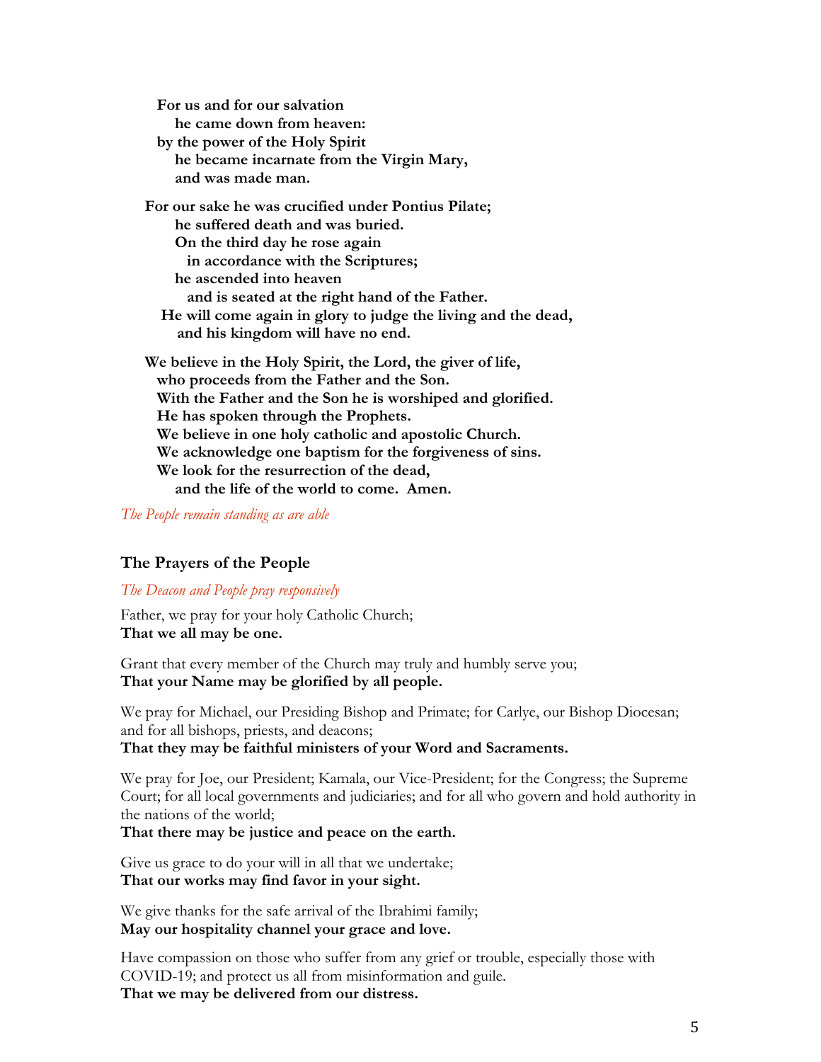**For us and for our salvation**
**he came down from heaven:**
**by the power of the Holy Spirit**
**he became incarnate from the Virgin Mary,**
**and was made man.**

**For our sake he was crucified under Pontius Pilate;**
**he suffered death and was buried.**
**On the third day he rose again**
**in accordance with the Scriptures;**
**he ascended into heaven**
**and is seated at the right hand of the Father.**
**He will come again in glory to judge the living and the dead,**
**and his kingdom will have no end.**

**We believe in the Holy Spirit, the Lord, the giver of life,**
**who proceeds from the Father and the Son.**
**With the Father and the Son he is worshiped and glorified.**
**He has spoken through the Prophets.**
**We believe in one holy catholic and apostolic Church.**
**We acknowledge one baptism for the forgiveness of sins.**
**We look for the resurrection of the dead,**
**and the life of the world to come. Amen.**

*The People remain standing as are able*

### The Prayers of the People

*The Deacon and People pray responsively*

Father, we pray for your holy Catholic Church;
**That we all may be one.**

Grant that every member of the Church may truly and humbly serve you;
**That your Name may be glorified by all people.**

We pray for Michael, our Presiding Bishop and Primate; for Carlye, our Bishop Diocesan; and for all bishops, priests, and deacons;
**That they may be faithful ministers of your Word and Sacraments.**

We pray for Joe, our President; Kamala, our Vice-President; for the Congress; the Supreme Court; for all local governments and judiciaries; and for all who govern and hold authority in the nations of the world;
**That there may be justice and peace on the earth.**

Give us grace to do your will in all that we undertake;
**That our works may find favor in your sight.**

We give thanks for the safe arrival of the Ibrahimi family;
**May our hospitality channel your grace and love.**

Have compassion on those who suffer from any grief or trouble, especially those with COVID-19; and protect us all from misinformation and guile.
**That we may be delivered from our distress.**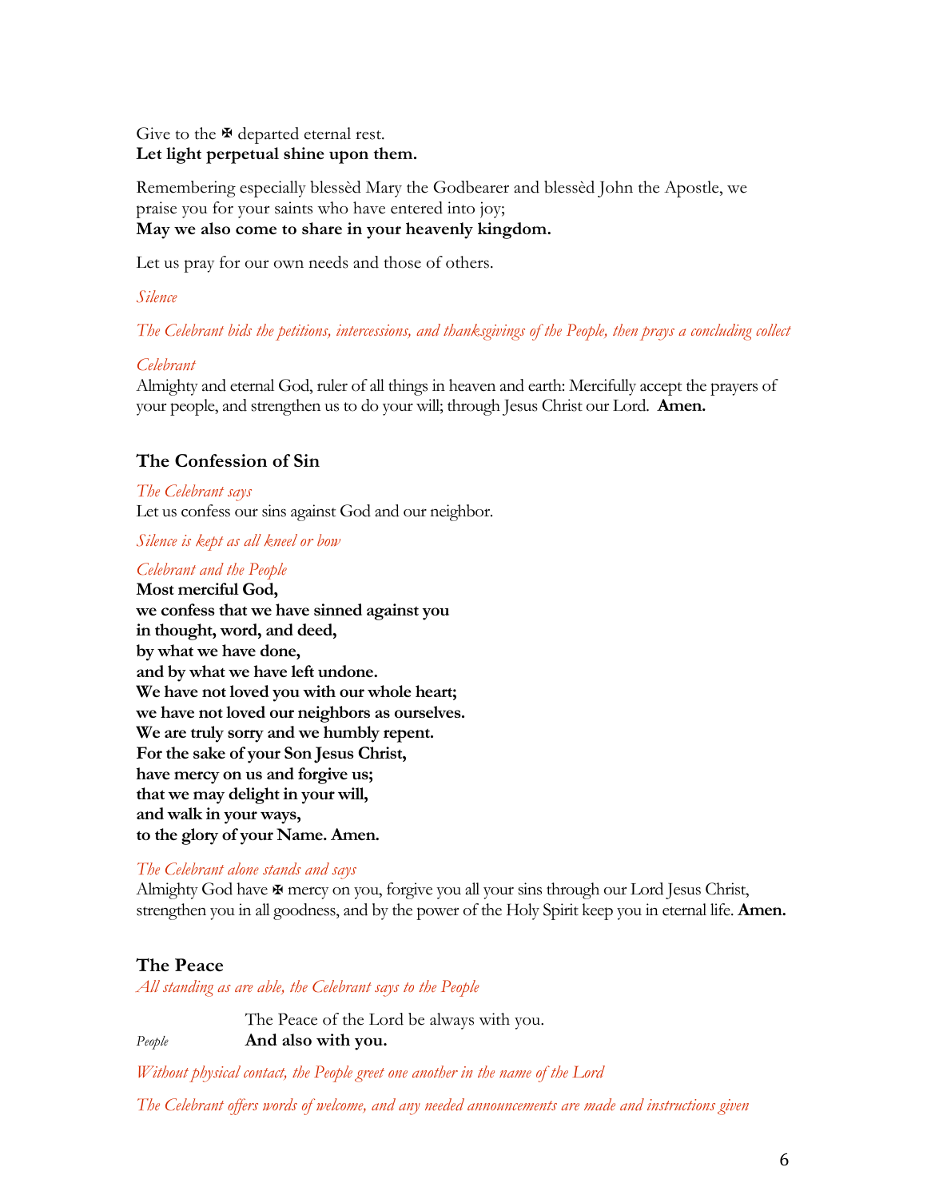Give to the ✠ departed eternal rest.
**Let light perpetual shine upon them.**

Remembering especially blessèd Mary the Godbearer and blessèd John the Apostle, we praise you for your saints who have entered into joy;
**May we also come to share in your heavenly kingdom.**

Let us pray for our own needs and those of others.

*Silence*

*The Celebrant bids the petitions, intercessions, and thanksgivings of the People, then prays a concluding collect*

*Celebrant*
Almighty and eternal God, ruler of all things in heaven and earth: Mercifully accept the prayers of your people, and strengthen us to do your will; through Jesus Christ our Lord. **Amen.**

## The Confession of Sin

*The Celebrant says*
Let us confess our sins against God and our neighbor.

*Silence is kept as all kneel or bow*

*Celebrant and the People*
**Most merciful God,**
**we confess that we have sinned against you**
**in thought, word, and deed,**
**by what we have done,**
**and by what we have left undone.**
**We have not loved you with our whole heart;**
**we have not loved our neighbors as ourselves.**
**We are truly sorry and we humbly repent.**
**For the sake of your Son Jesus Christ,**
**have mercy on us and forgive us;**
**that we may delight in your will,**
**and walk in your ways,**
**to the glory of your Name. Amen.**

*The Celebrant alone stands and says*
Almighty God have ✠ mercy on you, forgive you all your sins through our Lord Jesus Christ, strengthen you in all goodness, and by the power of the Holy Spirit keep you in eternal life. **Amen.**

## The Peace

*All standing as are able, the Celebrant says to the People*

The Peace of the Lord be always with you.
*People* **And also with you.**

*Without physical contact, the People greet one another in the name of the Lord*

*The Celebrant offers words of welcome, and any needed announcements are made and instructions given*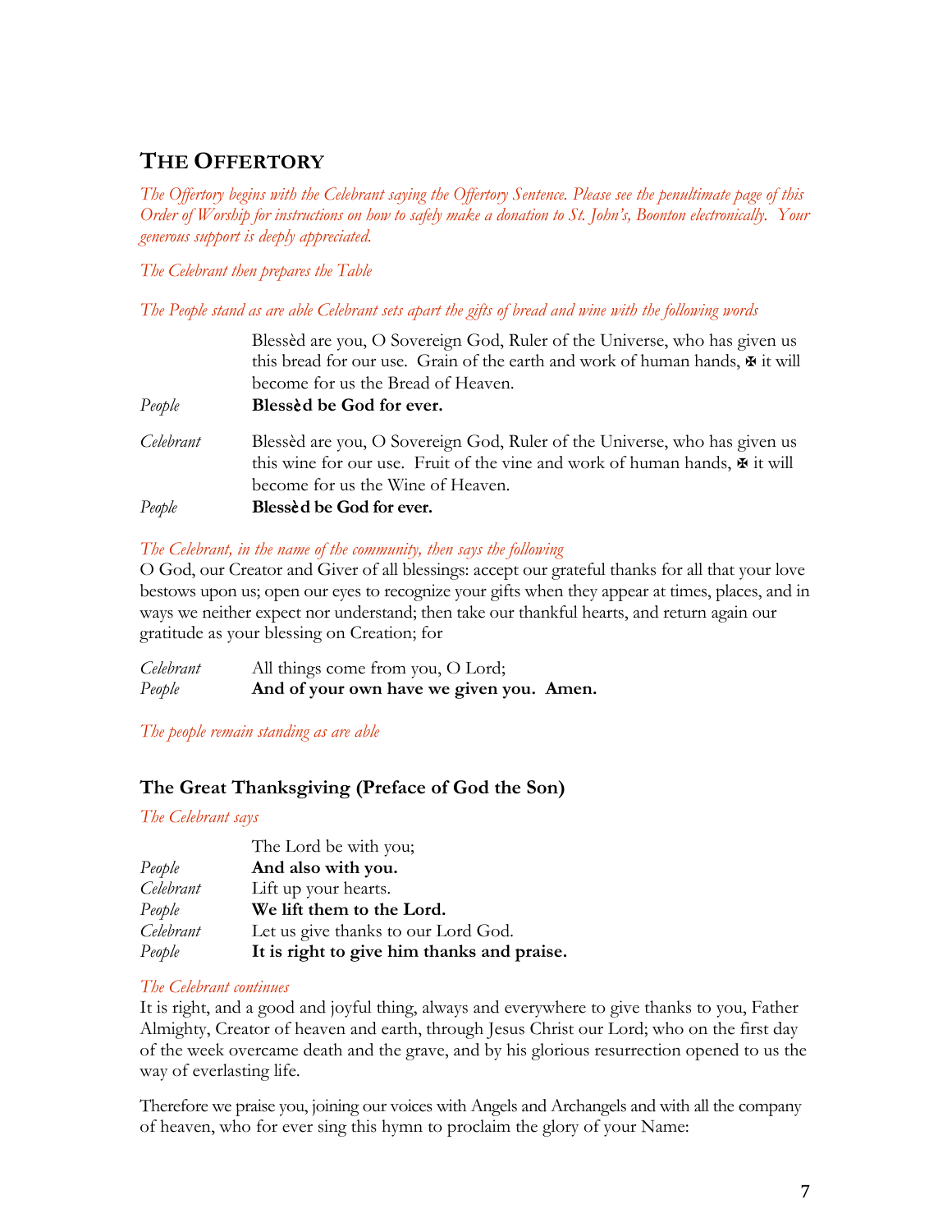## THE OFFERTORY

*The Offertory begins with the Celebrant saying the Offertory Sentence. Please see the penultimate page of this Order of Worship for instructions on how to safely make a donation to St. John's, Boonton electronically. Your generous support is deeply appreciated.*

*The Celebrant then prepares the Table*

*The People stand as are able Celebrant sets apart the gifts of bread and wine with the following words*

Blessèd are you, O Sovereign God, Ruler of the Universe, who has given us this bread for our use. Grain of the earth and work of human hands, ✠ it will become for us the Bread of Heaven.

*People* **Blessèd be God for ever.**

*Celebrant* Blessèd are you, O Sovereign God, Ruler of the Universe, who has given us this wine for our use. Fruit of the vine and work of human hands, ✠ it will become for us the Wine of Heaven.

*People* **Blessèd be God for ever.**

*The Celebrant, in the name of the community, then says the following*

O God, our Creator and Giver of all blessings: accept our grateful thanks for all that your love bestows upon us; open our eyes to recognize your gifts when they appear at times, places, and in ways we neither expect nor understand; then take our thankful hearts, and return again our gratitude as your blessing on Creation; for

*Celebrant* All things come from you, O Lord;

*People* **And of your own have we given you. Amen.**

*The people remain standing as are able*

### The Great Thanksgiving (Preface of God the Son)

*The Celebrant says*

The Lord be with you;

*People* **And also with you.**

*Celebrant* Lift up your hearts.

*People* **We lift them to the Lord.**

*Celebrant* Let us give thanks to our Lord God.

*People* **It is right to give him thanks and praise.**

*The Celebrant continues*

It is right, and a good and joyful thing, always and everywhere to give thanks to you, Father Almighty, Creator of heaven and earth, through Jesus Christ our Lord; who on the first day of the week overcame death and the grave, and by his glorious resurrection opened to us the way of everlasting life.

Therefore we praise you, joining our voices with Angels and Archangels and with all the company of heaven, who for ever sing this hymn to proclaim the glory of your Name: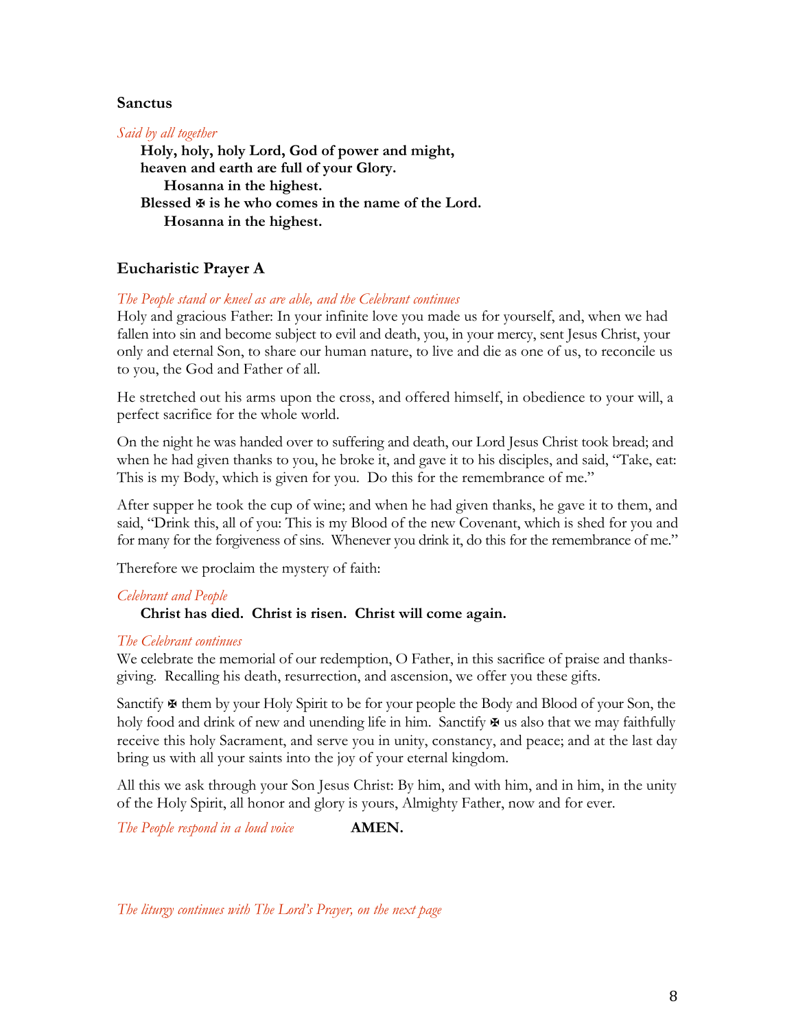### Sanctus

*Said by all together*

**Holy, holy, holy Lord, God of power and might,**
**heaven and earth are full of your Glory.**
**Hosanna in the highest.**
**Blessed ✠ is he who comes in the name of the Lord.**
**Hosanna in the highest.**

### Eucharistic Prayer A

*The People stand or kneel as are able, and the Celebrant continues*

Holy and gracious Father: In your infinite love you made us for yourself, and, when we had fallen into sin and become subject to evil and death, you, in your mercy, sent Jesus Christ, your only and eternal Son, to share our human nature, to live and die as one of us, to reconcile us to you, the God and Father of all.

He stretched out his arms upon the cross, and offered himself, in obedience to your will, a perfect sacrifice for the whole world.

On the night he was handed over to suffering and death, our Lord Jesus Christ took bread; and when he had given thanks to you, he broke it, and gave it to his disciples, and said, "Take, eat: This is my Body, which is given for you. Do this for the remembrance of me."

After supper he took the cup of wine; and when he had given thanks, he gave it to them, and said, "Drink this, all of you: This is my Blood of the new Covenant, which is shed for you and for many for the forgiveness of sins. Whenever you drink it, do this for the remembrance of me."

Therefore we proclaim the mystery of faith:

*Celebrant and People*

**Christ has died. Christ is risen. Christ will come again.**

*The Celebrant continues*

We celebrate the memorial of our redemption, O Father, in this sacrifice of praise and thanksgiving. Recalling his death, resurrection, and ascension, we offer you these gifts.

Sanctify ✠ them by your Holy Spirit to be for your people the Body and Blood of your Son, the holy food and drink of new and unending life in him. Sanctify ✠ us also that we may faithfully receive this holy Sacrament, and serve you in unity, constancy, and peace; and at the last day bring us with all your saints into the joy of your eternal kingdom.

All this we ask through your Son Jesus Christ: By him, and with him, and in him, in the unity of the Holy Spirit, all honor and glory is yours, Almighty Father, now and for ever.

*The People respond in a loud voice* **AMEN.**

*The liturgy continues with The Lord's Prayer, on the next page*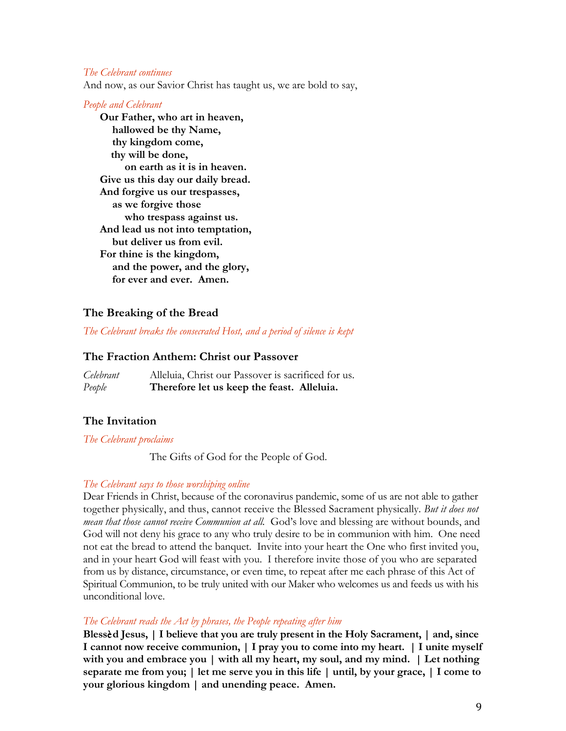*The Celebrant continues*
And now, as our Savior Christ has taught us, we are bold to say,

*People and Celebrant*

**Our Father, who art in heaven,**
**hallowed be thy Name,**
**thy kingdom come,**
**thy will be done,**
**on earth as it is in heaven.**
**Give us this day our daily bread.**
**And forgive us our trespasses,**
**as we forgive those**
**who trespass against us.**
**And lead us not into temptation,**
**but deliver us from evil.**
**For thine is the kingdom,**
**and the power, and the glory,**
**for ever and ever. Amen.**

### The Breaking of the Bread

*The Celebrant breaks the consecrated Host, and a period of silence is kept*

### The Fraction Anthem: Christ our Passover

*Celebrant* Alleluia, Christ our Passover is sacrificed for us.
*People* **Therefore let us keep the feast. Alleluia.**

### The Invitation

*The Celebrant proclaims*

The Gifts of God for the People of God.

*The Celebrant says to those worshiping online*
Dear Friends in Christ, because of the coronavirus pandemic, some of us are not able to gather together physically, and thus, cannot receive the Blessed Sacrament physically. *But it does not mean that those cannot receive Communion at all.* God's love and blessing are without bounds, and God will not deny his grace to any who truly desire to be in communion with him. One need not eat the bread to attend the banquet. Invite into your heart the One who first invited you, and in your heart God will feast with you. I therefore invite those of you who are separated from us by distance, circumstance, or even time, to repeat after me each phrase of this Act of Spiritual Communion, to be truly united with our Maker who welcomes us and feeds us with his unconditional love.

*The Celebrant reads the Act by phrases, the People repeating after him*
**Blessèd Jesus, | I believe that you are truly present in the Holy Sacrament, | and, since I cannot now receive communion, | I pray you to come into my heart. | I unite myself with you and embrace you | with all my heart, my soul, and my mind. | Let nothing separate me from you; | let me serve you in this life | until, by your grace, | I come to your glorious kingdom | and unending peace. Amen.**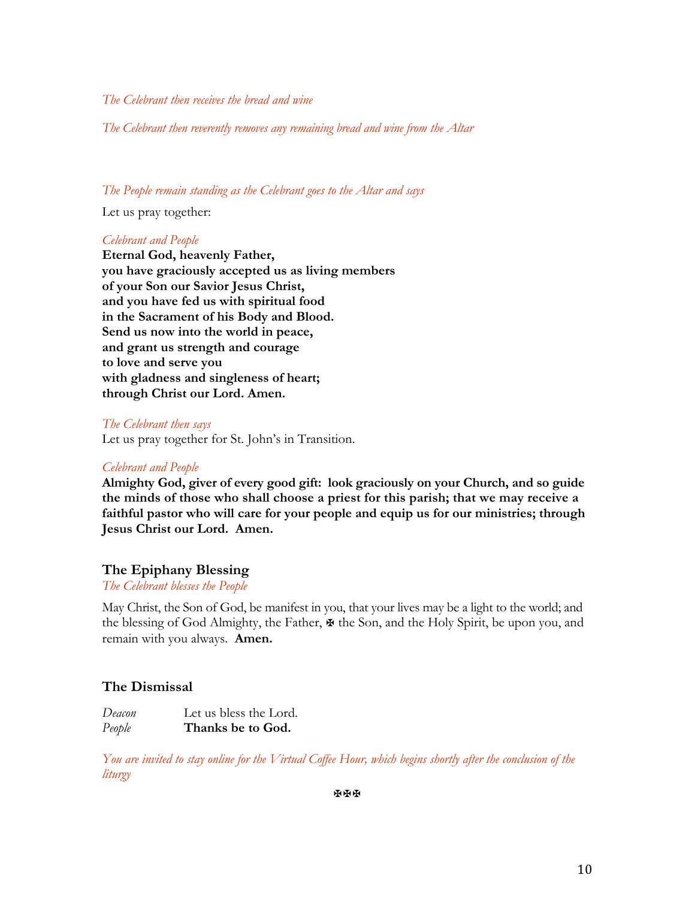*The Celebrant then receives the bread and wine*

*The Celebrant then reverently removes any remaining bread and wine from the Altar*

*The People remain standing as the Celebrant goes to the Altar and says*

Let us pray together:

*Celebrant and People*
**Eternal God, heavenly Father,**
**you have graciously accepted us as living members**
**of your Son our Savior Jesus Christ,**
**and you have fed us with spiritual food**
**in the Sacrament of his Body and Blood.**
**Send us now into the world in peace,**
**and grant us strength and courage**
**to love and serve you**
**with gladness and singleness of heart;**
**through Christ our Lord. Amen.**

*The Celebrant then says*
Let us pray together for St. John's in Transition.

*Celebrant and People*
**Almighty God, giver of every good gift: look graciously on your Church, and so guide the minds of those who shall choose a priest for this parish; that we may receive a faithful pastor who will care for your people and equip us for our ministries; through Jesus Christ our Lord. Amen.**

### The Epiphany Blessing

*The Celebrant blesses the People*

May Christ, the Son of God, be manifest in you, that your lives may be a light to the world; and the blessing of God Almighty, the Father, ✠ the Son, and the Holy Spirit, be upon you, and remain with you always. **Amen.**

### The Dismissal

*Deacon* Let us bless the Lord.
*People* **Thanks be to God.**

*You are invited to stay online for the Virtual Coffee Hour, which begins shortly after the conclusion of the liturgy*

✠✠✠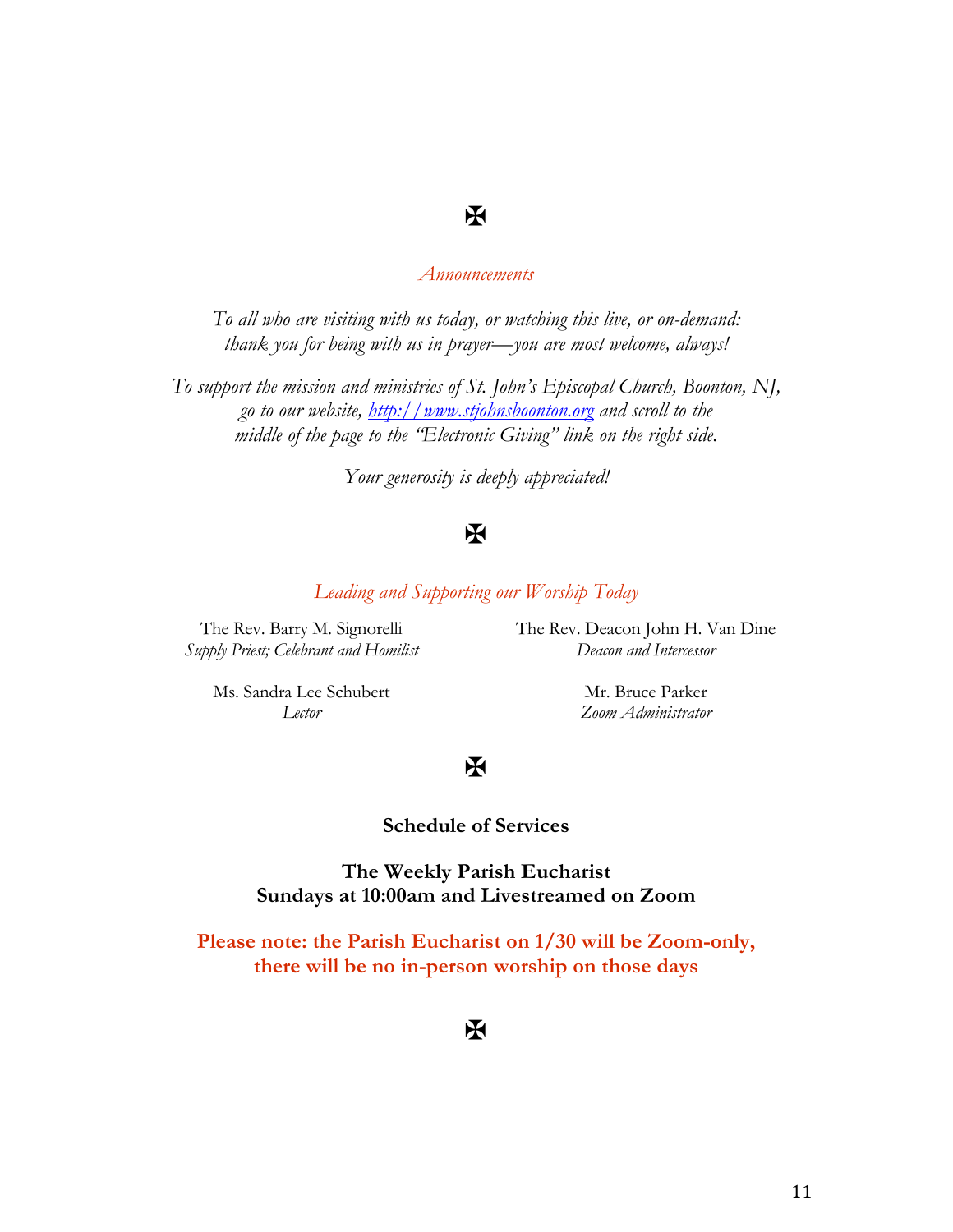✠

## *Announcements*

*To all who are visiting with us today, or watching this live, or on-demand:*
*thank you for being with us in prayer—you are most welcome, always!*

*To support the mission and ministries of St. John's Episcopal Church, Boonton, NJ,*
*go to our website, [http://www.stjohnsboonton.org](http://www.stjohnsboonton.org) and scroll to the*
*middle of the page to the "Electronic Giving" link on the right side.*

*Your generosity is deeply appreciated!*

✠

## *Leading and Supporting our Worship Today*

The Rev. Barry M. Signorelli
*Supply Priest; Celebrant and Homilist*

The Rev. Deacon John H. Van Dine
*Deacon and Intercessor*

Ms. Sandra Lee Schubert
*Lector*

Mr. Bruce Parker
*Zoom Administrator*

✠

## Schedule of Services

**The Weekly Parish Eucharist**
**Sundays at 10:00am and Livestreamed on Zoom**

**Please note: the Parish Eucharist on 1/30 will be Zoom-only, there will be no in-person worship on those days**

✠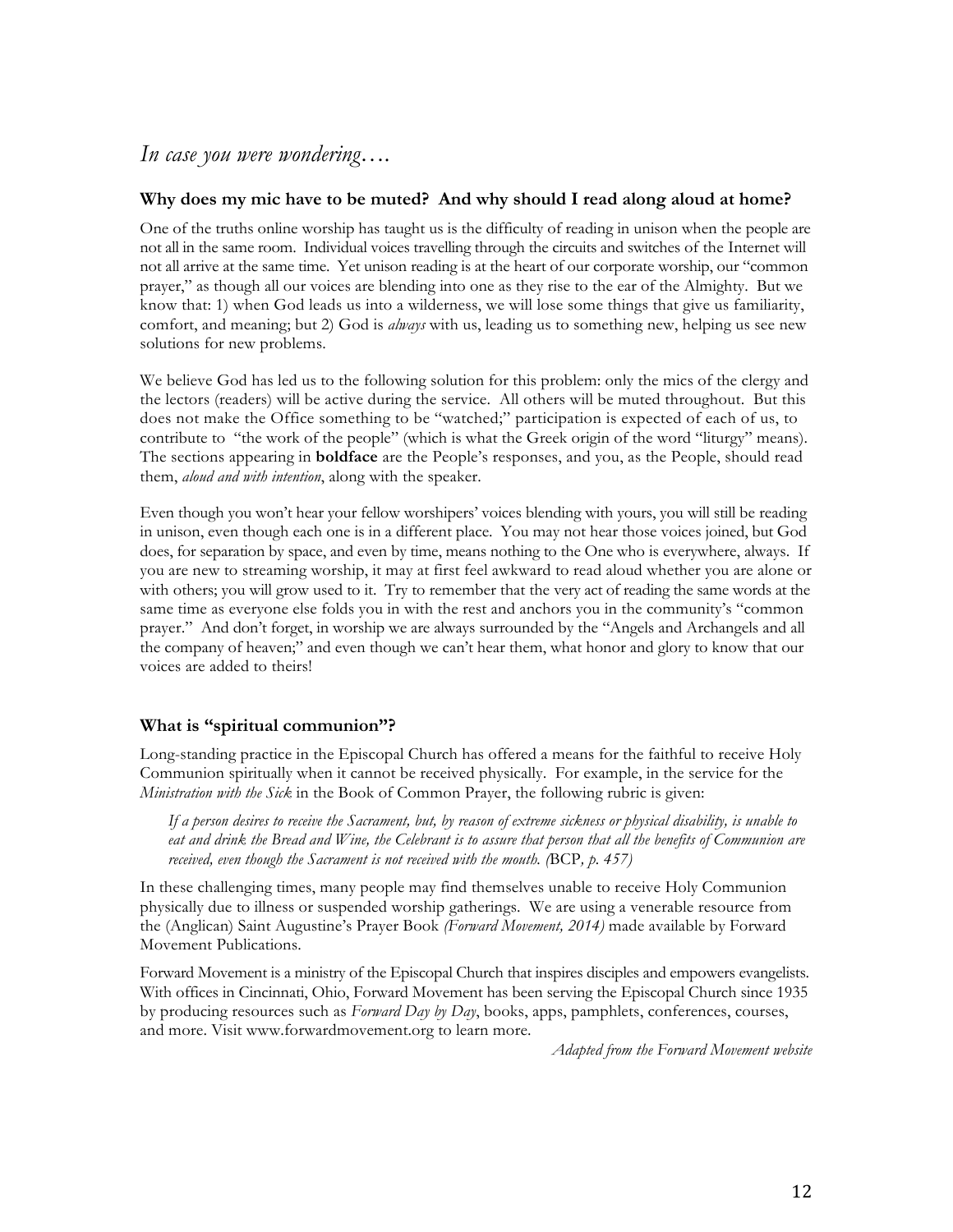## *In case you were wondering….*

### Why does my mic have to be muted? And why should I read along aloud at home?

One of the truths online worship has taught us is the difficulty of reading in unison when the people are not all in the same room. Individual voices travelling through the circuits and switches of the Internet will not all arrive at the same time. Yet unison reading is at the heart of our corporate worship, our "common prayer," as though all our voices are blending into one as they rise to the ear of the Almighty. But we know that: 1) when God leads us into a wilderness, we will lose some things that give us familiarity, comfort, and meaning; but 2) God is *always* with us, leading us to something new, helping us see new solutions for new problems.

We believe God has led us to the following solution for this problem: only the mics of the clergy and the lectors (readers) will be active during the service. All others will be muted throughout. But this does not make the Office something to be "watched;" participation is expected of each of us, to contribute to "the work of the people" (which is what the Greek origin of the word "liturgy" means). The sections appearing in **boldface** are the People's responses, and you, as the People, should read them, *aloud and with intention*, along with the speaker.

Even though you won't hear your fellow worshipers' voices blending with yours, you will still be reading in unison, even though each one is in a different place. You may not hear those voices joined, but God does, for separation by space, and even by time, means nothing to the One who is everywhere, always. If you are new to streaming worship, it may at first feel awkward to read aloud whether you are alone or with others; you will grow used to it. Try to remember that the very act of reading the same words at the same time as everyone else folds you in with the rest and anchors you in the community's "common prayer." And don't forget, in worship we are always surrounded by the "Angels and Archangels and all the company of heaven;" and even though we can't hear them, what honor and glory to know that our voices are added to theirs!

### What is "spiritual communion"?

Long-standing practice in the Episcopal Church has offered a means for the faithful to receive Holy Communion spiritually when it cannot be received physically. For example, in the service for the *Ministration with the Sick* in the Book of Common Prayer, the following rubric is given:

> *If a person desires to receive the Sacrament, but, by reason of extreme sickness or physical disability, is unable to eat and drink the Bread and Wine, the Celebrant is to assure that person that all the benefits of Communion are received, even though the Sacrament is not received with the mouth. (*BCP*, p. 457)*

In these challenging times, many people may find themselves unable to receive Holy Communion physically due to illness or suspended worship gatherings. We are using a venerable resource from the (Anglican) Saint Augustine's Prayer Book *(Forward Movement, 2014)* made available by Forward Movement Publications.

Forward Movement is a ministry of the Episcopal Church that inspires disciples and empowers evangelists. With offices in Cincinnati, Ohio, Forward Movement has been serving the Episcopal Church since 1935 by producing resources such as *Forward Day by Day*, books, apps, pamphlets, conferences, courses, and more. Visit www.forwardmovement.org to learn more.

*Adapted from the Forward Movement website*